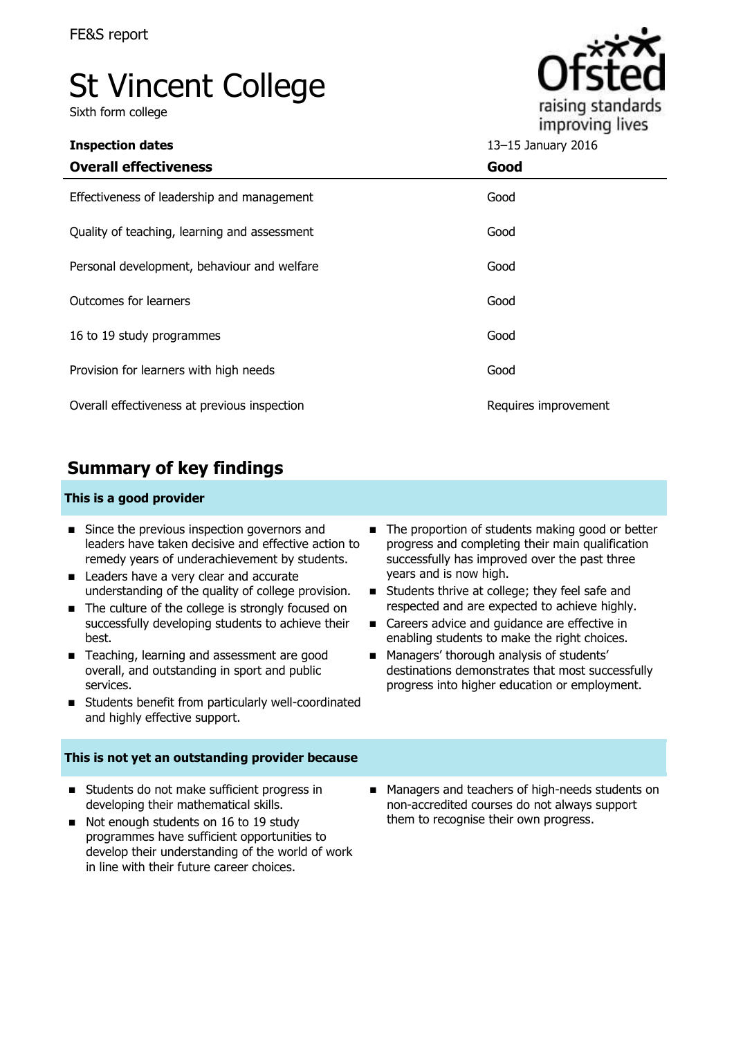FE&S report

# St Vincent College

Sixth form college

| **Inspection dates** | 13–15 January 2016 |
|---|---|
| **Overall effectiveness** | **Good** |
| Effectiveness of leadership and management | Good |
| Quality of teaching, learning and assessment | Good |
| Personal development, behaviour and welfare | Good |
| Outcomes for learners | Good |
| 16 to 19 study programmes | Good |
| Provision for learners with high needs | Good |
| Overall effectiveness at previous inspection | Requires improvement |

## Summary of key findings

### This is a good provider

- Since the previous inspection governors and leaders have taken decisive and effective action to remedy years of underachievement by students.
- Leaders have a very clear and accurate understanding of the quality of college provision.
- The culture of the college is strongly focused on successfully developing students to achieve their best.
- Teaching, learning and assessment are good overall, and outstanding in sport and public services.
- Students benefit from particularly well-coordinated and highly effective support.
- The proportion of students making good or better progress and completing their main qualification successfully has improved over the past three years and is now high.
- Students thrive at college; they feel safe and respected and are expected to achieve highly.
- Careers advice and guidance are effective in enabling students to make the right choices.
- Managers' thorough analysis of students' destinations demonstrates that most successfully progress into higher education or employment.

### This is not yet an outstanding provider because

- Students do not make sufficient progress in developing their mathematical skills.
- Not enough students on 16 to 19 study programmes have sufficient opportunities to develop their understanding of the world of work in line with their future career choices.
- Managers and teachers of high-needs students on non-accredited courses do not always support them to recognise their own progress.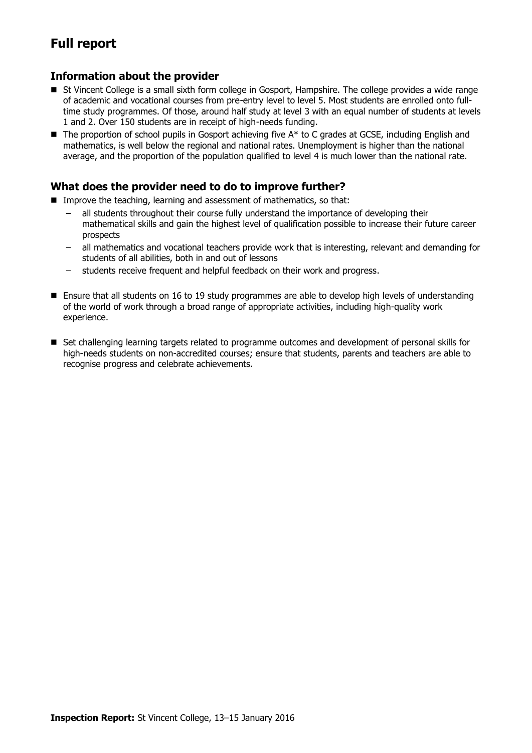# Full report

## Information about the provider

- St Vincent College is a small sixth form college in Gosport, Hampshire. The college provides a wide range of academic and vocational courses from pre-entry level to level 5. Most students are enrolled onto full-time study programmes. Of those, around half study at level 3 with an equal number of students at levels 1 and 2. Over 150 students are in receipt of high-needs funding.
- The proportion of school pupils in Gosport achieving five A* to C grades at GCSE, including English and mathematics, is well below the regional and national rates. Unemployment is higher than the national average, and the proportion of the population qualified to level 4 is much lower than the national rate.

## What does the provider need to do to improve further?

- Improve the teaching, learning and assessment of mathematics, so that:
  - all students throughout their course fully understand the importance of developing their mathematical skills and gain the highest level of qualification possible to increase their future career prospects
  - all mathematics and vocational teachers provide work that is interesting, relevant and demanding for students of all abilities, both in and out of lessons
  - students receive frequent and helpful feedback on their work and progress.
- Ensure that all students on 16 to 19 study programmes are able to develop high levels of understanding of the world of work through a broad range of appropriate activities, including high-quality work experience.
- Set challenging learning targets related to programme outcomes and development of personal skills for high-needs students on non-accredited courses; ensure that students, parents and teachers are able to recognise progress and celebrate achievements.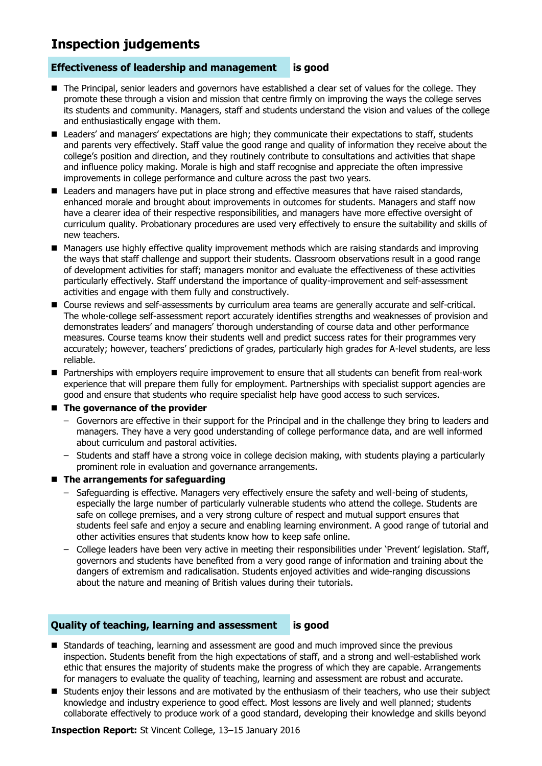# Inspection judgements

## Effectiveness of leadership and management is good

- The Principal, senior leaders and governors have established a clear set of values for the college. They promote these through a vision and mission that centre firmly on improving the ways the college serves its students and community. Managers, staff and students understand the vision and values of the college and enthusiastically engage with them.
- Leaders' and managers' expectations are high; they communicate their expectations to staff, students and parents very effectively. Staff value the good range and quality of information they receive about the college's position and direction, and they routinely contribute to consultations and activities that shape and influence policy making. Morale is high and staff recognise and appreciate the often impressive improvements in college performance and culture across the past two years.
- Leaders and managers have put in place strong and effective measures that have raised standards, enhanced morale and brought about improvements in outcomes for students. Managers and staff now have a clearer idea of their respective responsibilities, and managers have more effective oversight of curriculum quality. Probationary procedures are used very effectively to ensure the suitability and skills of new teachers.
- Managers use highly effective quality improvement methods which are raising standards and improving the ways that staff challenge and support their students. Classroom observations result in a good range of development activities for staff; managers monitor and evaluate the effectiveness of these activities particularly effectively. Staff understand the importance of quality-improvement and self-assessment activities and engage with them fully and constructively.
- Course reviews and self-assessments by curriculum area teams are generally accurate and self-critical. The whole-college self-assessment report accurately identifies strengths and weaknesses of provision and demonstrates leaders' and managers' thorough understanding of course data and other performance measures. Course teams know their students well and predict success rates for their programmes very accurately; however, teachers' predictions of grades, particularly high grades for A-level students, are less reliable.
- Partnerships with employers require improvement to ensure that all students can benefit from real-work experience that will prepare them fully for employment. Partnerships with specialist support agencies are good and ensure that students who require specialist help have good access to such services.
- **The governance of the provider**
  - Governors are effective in their support for the Principal and in the challenge they bring to leaders and managers. They have a very good understanding of college performance data, and are well informed about curriculum and pastoral activities.
  - Students and staff have a strong voice in college decision making, with students playing a particularly prominent role in evaluation and governance arrangements.
- **The arrangements for safeguarding**
  - Safeguarding is effective. Managers very effectively ensure the safety and well-being of students, especially the large number of particularly vulnerable students who attend the college. Students are safe on college premises, and a very strong culture of respect and mutual support ensures that students feel safe and enjoy a secure and enabling learning environment. A good range of tutorial and other activities ensures that students know how to keep safe online.
  - College leaders have been very active in meeting their responsibilities under 'Prevent' legislation. Staff, governors and students have benefited from a very good range of information and training about the dangers of extremism and radicalisation. Students enjoyed activities and wide-ranging discussions about the nature and meaning of British values during their tutorials.

## Quality of teaching, learning and assessment is good

- Standards of teaching, learning and assessment are good and much improved since the previous inspection. Students benefit from the high expectations of staff, and a strong and well-established work ethic that ensures the majority of students make the progress of which they are capable. Arrangements for managers to evaluate the quality of teaching, learning and assessment are robust and accurate.
- Students enjoy their lessons and are motivated by the enthusiasm of their teachers, who use their subject knowledge and industry experience to good effect. Most lessons are lively and well planned; students collaborate effectively to produce work of a good standard, developing their knowledge and skills beyond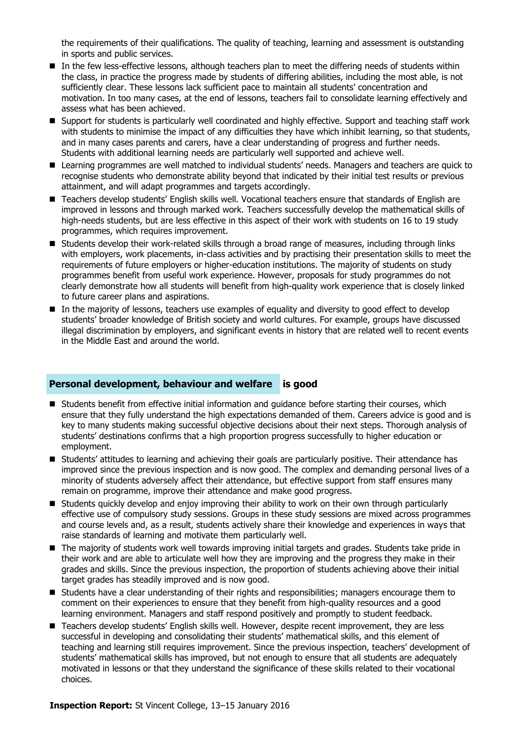the requirements of their qualifications. The quality of teaching, learning and assessment is outstanding in sports and public services.

- In the few less-effective lessons, although teachers plan to meet the differing needs of students within the class, in practice the progress made by students of differing abilities, including the most able, is not sufficiently clear. These lessons lack sufficient pace to maintain all students' concentration and motivation. In too many cases, at the end of lessons, teachers fail to consolidate learning effectively and assess what has been achieved.
- Support for students is particularly well coordinated and highly effective. Support and teaching staff work with students to minimise the impact of any difficulties they have which inhibit learning, so that students, and in many cases parents and carers, have a clear understanding of progress and further needs. Students with additional learning needs are particularly well supported and achieve well.
- Learning programmes are well matched to individual students' needs. Managers and teachers are quick to recognise students who demonstrate ability beyond that indicated by their initial test results or previous attainment, and will adapt programmes and targets accordingly.
- Teachers develop students' English skills well. Vocational teachers ensure that standards of English are improved in lessons and through marked work. Teachers successfully develop the mathematical skills of high-needs students, but are less effective in this aspect of their work with students on 16 to 19 study programmes, which requires improvement.
- Students develop their work-related skills through a broad range of measures, including through links with employers, work placements, in-class activities and by practising their presentation skills to meet the requirements of future employers or higher-education institutions. The majority of students on study programmes benefit from useful work experience. However, proposals for study programmes do not clearly demonstrate how all students will benefit from high-quality work experience that is closely linked to future career plans and aspirations.
- In the majority of lessons, teachers use examples of equality and diversity to good effect to develop students' broader knowledge of British society and world cultures. For example, groups have discussed illegal discrimination by employers, and significant events in history that are related well to recent events in the Middle East and around the world.

## Personal development, behaviour and welfare is good

- Students benefit from effective initial information and guidance before starting their courses, which ensure that they fully understand the high expectations demanded of them. Careers advice is good and is key to many students making successful objective decisions about their next steps. Thorough analysis of students' destinations confirms that a high proportion progress successfully to higher education or employment.
- Students' attitudes to learning and achieving their goals are particularly positive. Their attendance has improved since the previous inspection and is now good. The complex and demanding personal lives of a minority of students adversely affect their attendance, but effective support from staff ensures many remain on programme, improve their attendance and make good progress.
- Students quickly develop and enjoy improving their ability to work on their own through particularly effective use of compulsory study sessions. Groups in these study sessions are mixed across programmes and course levels and, as a result, students actively share their knowledge and experiences in ways that raise standards of learning and motivate them particularly well.
- The majority of students work well towards improving initial targets and grades. Students take pride in their work and are able to articulate well how they are improving and the progress they make in their grades and skills. Since the previous inspection, the proportion of students achieving above their initial target grades has steadily improved and is now good.
- Students have a clear understanding of their rights and responsibilities; managers encourage them to comment on their experiences to ensure that they benefit from high-quality resources and a good learning environment. Managers and staff respond positively and promptly to student feedback.
- Teachers develop students' English skills well. However, despite recent improvement, they are less successful in developing and consolidating their students' mathematical skills, and this element of teaching and learning still requires improvement. Since the previous inspection, teachers' development of students' mathematical skills has improved, but not enough to ensure that all students are adequately motivated in lessons or that they understand the significance of these skills related to their vocational choices.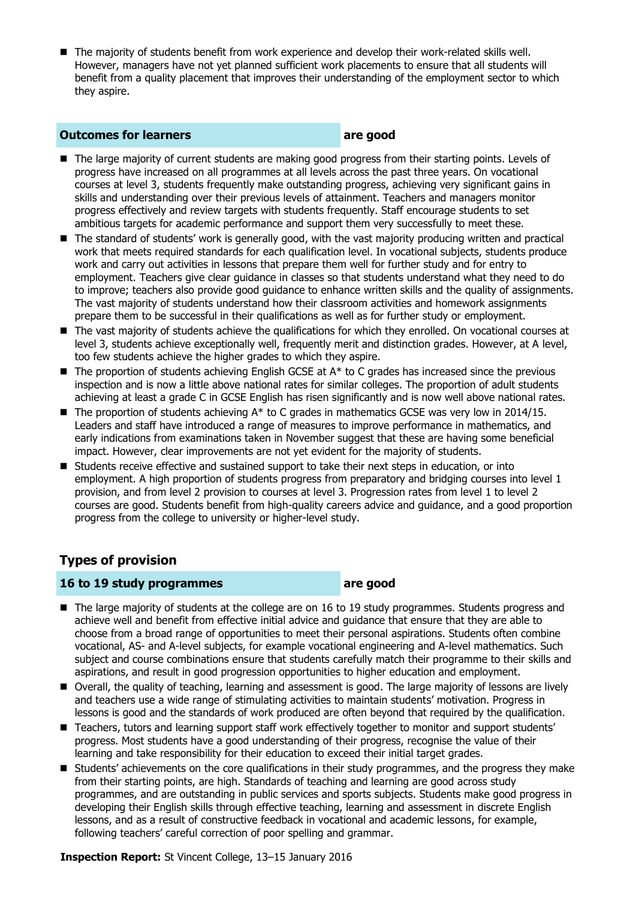- The majority of students benefit from work experience and develop their work-related skills well. However, managers have not yet planned sufficient work placements to ensure that all students will benefit from a quality placement that improves their understanding of the employment sector to which they aspire.

## Outcomes for learners — are good

- The large majority of current students are making good progress from their starting points. Levels of progress have increased on all programmes at all levels across the past three years. On vocational courses at level 3, students frequently make outstanding progress, achieving very significant gains in skills and understanding over their previous levels of attainment. Teachers and managers monitor progress effectively and review targets with students frequently. Staff encourage students to set ambitious targets for academic performance and support them very successfully to meet these.
- The standard of students' work is generally good, with the vast majority producing written and practical work that meets required standards for each qualification level. In vocational subjects, students produce work and carry out activities in lessons that prepare them well for further study and for entry to employment. Teachers give clear guidance in classes so that students understand what they need to do to improve; teachers also provide good guidance to enhance written skills and the quality of assignments. The vast majority of students understand how their classroom activities and homework assignments prepare them to be successful in their qualifications as well as for further study or employment.
- The vast majority of students achieve the qualifications for which they enrolled. On vocational courses at level 3, students achieve exceptionally well, frequently merit and distinction grades. However, at A level, too few students achieve the higher grades to which they aspire.
- The proportion of students achieving English GCSE at A* to C grades has increased since the previous inspection and is now a little above national rates for similar colleges. The proportion of adult students achieving at least a grade C in GCSE English has risen significantly and is now well above national rates.
- The proportion of students achieving A* to C grades in mathematics GCSE was very low in 2014/15. Leaders and staff have introduced a range of measures to improve performance in mathematics, and early indications from examinations taken in November suggest that these are having some beneficial impact. However, clear improvements are not yet evident for the majority of students.
- Students receive effective and sustained support to take their next steps in education, or into employment. A high proportion of students progress from preparatory and bridging courses into level 1 provision, and from level 2 provision to courses at level 3. Progression rates from level 1 to level 2 courses are good. Students benefit from high-quality careers advice and guidance, and a good proportion progress from the college to university or higher-level study.

# Types of provision

## 16 to 19 study programmes — are good

- The large majority of students at the college are on 16 to 19 study programmes. Students progress and achieve well and benefit from effective initial advice and guidance that ensure that they are able to choose from a broad range of opportunities to meet their personal aspirations. Students often combine vocational, AS- and A-level subjects, for example vocational engineering and A-level mathematics. Such subject and course combinations ensure that students carefully match their programme to their skills and aspirations, and result in good progression opportunities to higher education and employment.
- Overall, the quality of teaching, learning and assessment is good. The large majority of lessons are lively and teachers use a wide range of stimulating activities to maintain students' motivation. Progress in lessons is good and the standards of work produced are often beyond that required by the qualification.
- Teachers, tutors and learning support staff work effectively together to monitor and support students' progress. Most students have a good understanding of their progress, recognise the value of their learning and take responsibility for their education to exceed their initial target grades.
- Students' achievements on the core qualifications in their study programmes, and the progress they make from their starting points, are high. Standards of teaching and learning are good across study programmes, and are outstanding in public services and sports subjects. Students make good progress in developing their English skills through effective teaching, learning and assessment in discrete English lessons, and as a result of constructive feedback in vocational and academic lessons, for example, following teachers' careful correction of poor spelling and grammar.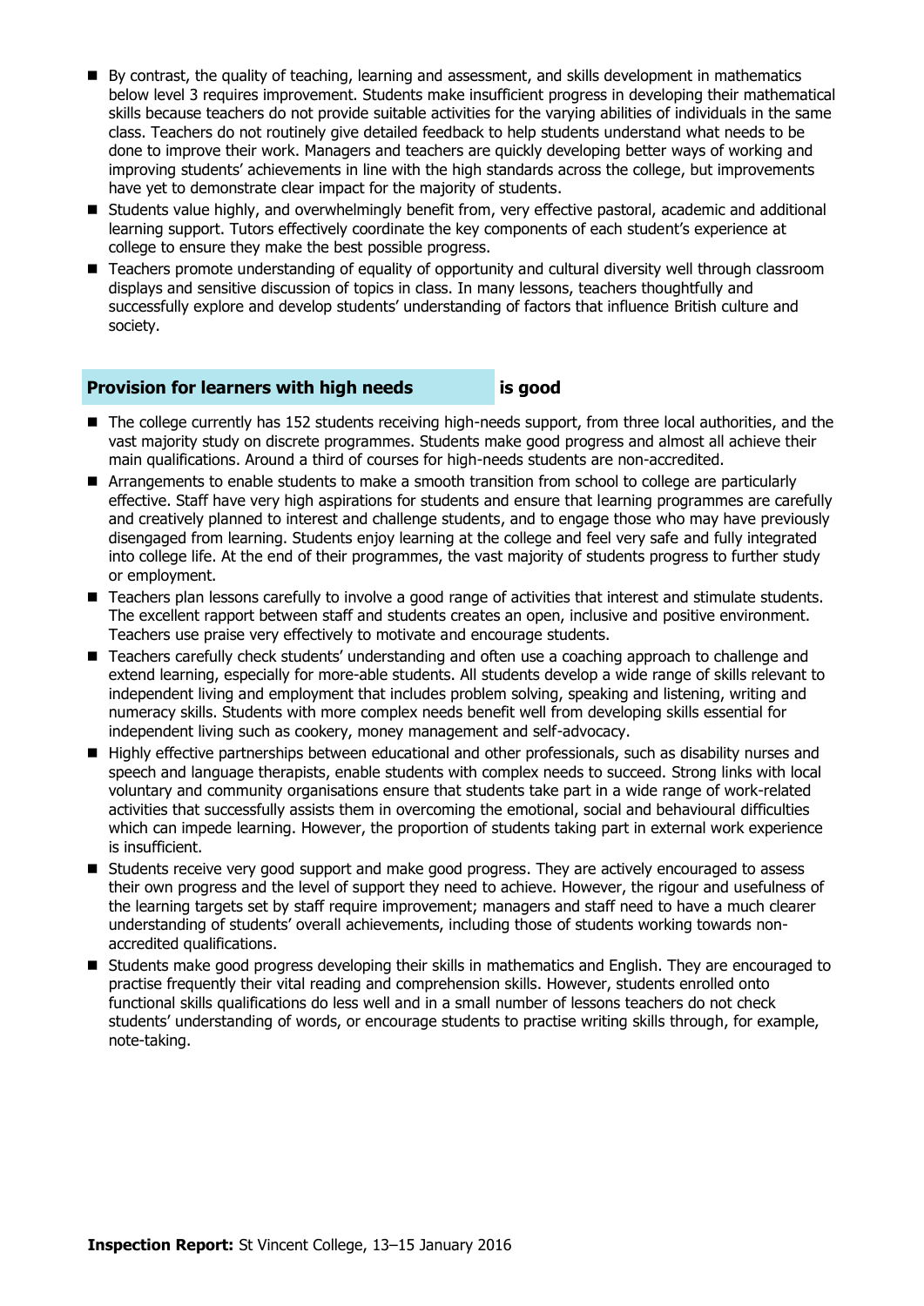- By contrast, the quality of teaching, learning and assessment, and skills development in mathematics below level 3 requires improvement. Students make insufficient progress in developing their mathematical skills because teachers do not provide suitable activities for the varying abilities of individuals in the same class. Teachers do not routinely give detailed feedback to help students understand what needs to be done to improve their work. Managers and teachers are quickly developing better ways of working and improving students' achievements in line with the high standards across the college, but improvements have yet to demonstrate clear impact for the majority of students.
- Students value highly, and overwhelmingly benefit from, very effective pastoral, academic and additional learning support. Tutors effectively coordinate the key components of each student's experience at college to ensure they make the best possible progress.
- Teachers promote understanding of equality of opportunity and cultural diversity well through classroom displays and sensitive discussion of topics in class. In many lessons, teachers thoughtfully and successfully explore and develop students' understanding of factors that influence British culture and society.

**Provision for learners with high needs** **is good**

- The college currently has 152 students receiving high-needs support, from three local authorities, and the vast majority study on discrete programmes. Students make good progress and almost all achieve their main qualifications. Around a third of courses for high-needs students are non-accredited.
- Arrangements to enable students to make a smooth transition from school to college are particularly effective. Staff have very high aspirations for students and ensure that learning programmes are carefully and creatively planned to interest and challenge students, and to engage those who may have previously disengaged from learning. Students enjoy learning at the college and feel very safe and fully integrated into college life. At the end of their programmes, the vast majority of students progress to further study or employment.
- Teachers plan lessons carefully to involve a good range of activities that interest and stimulate students. The excellent rapport between staff and students creates an open, inclusive and positive environment. Teachers use praise very effectively to motivate and encourage students.
- Teachers carefully check students' understanding and often use a coaching approach to challenge and extend learning, especially for more-able students. All students develop a wide range of skills relevant to independent living and employment that includes problem solving, speaking and listening, writing and numeracy skills. Students with more complex needs benefit well from developing skills essential for independent living such as cookery, money management and self-advocacy.
- Highly effective partnerships between educational and other professionals, such as disability nurses and speech and language therapists, enable students with complex needs to succeed. Strong links with local voluntary and community organisations ensure that students take part in a wide range of work-related activities that successfully assists them in overcoming the emotional, social and behavioural difficulties which can impede learning. However, the proportion of students taking part in external work experience is insufficient.
- Students receive very good support and make good progress. They are actively encouraged to assess their own progress and the level of support they need to achieve. However, the rigour and usefulness of the learning targets set by staff require improvement; managers and staff need to have a much clearer understanding of students' overall achievements, including those of students working towards non-accredited qualifications.
- Students make good progress developing their skills in mathematics and English. They are encouraged to practise frequently their vital reading and comprehension skills. However, students enrolled onto functional skills qualifications do less well and in a small number of lessons teachers do not check students' understanding of words, or encourage students to practise writing skills through, for example, note-taking.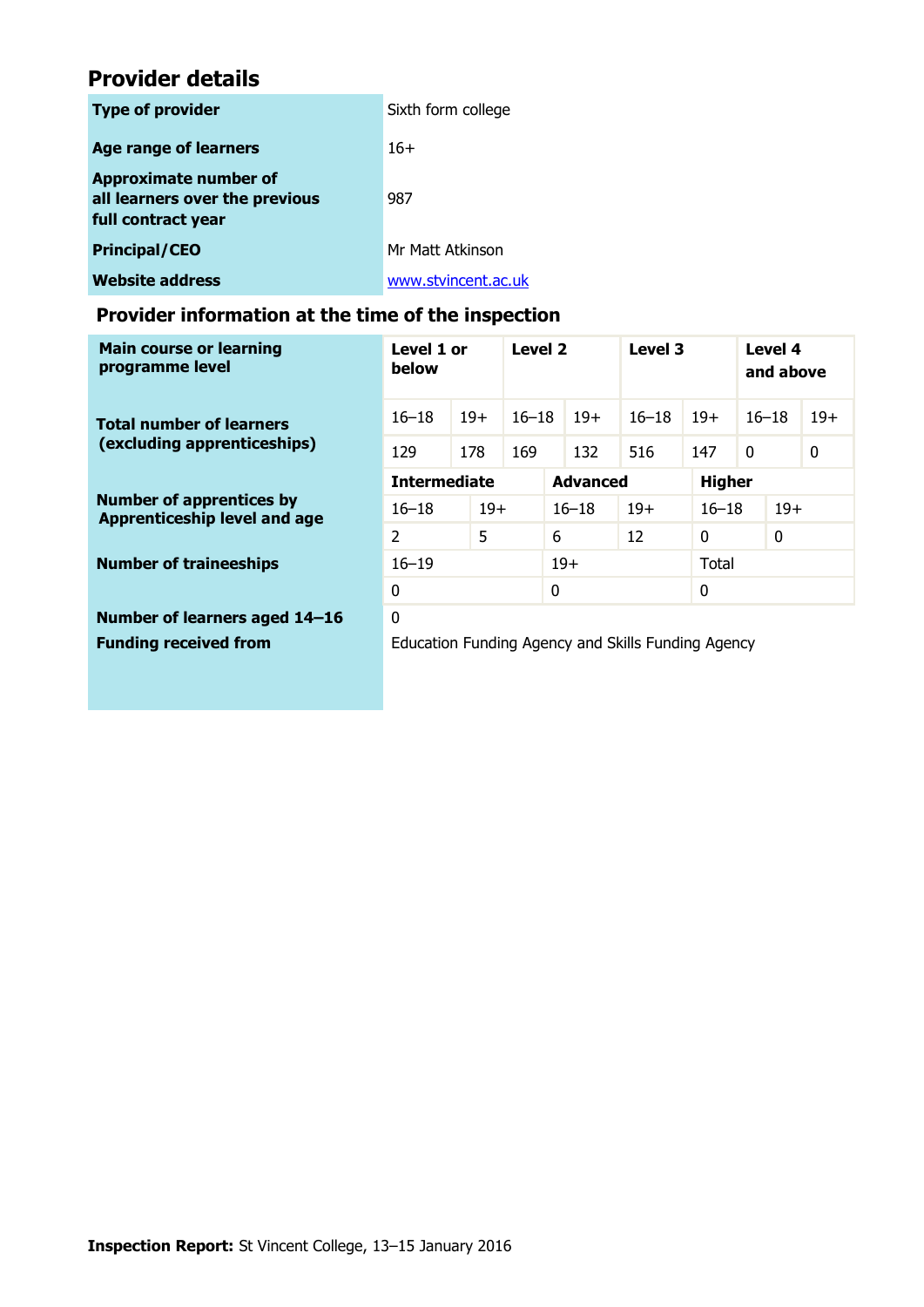## Provider details

| | |
|---|---|
| **Type of provider** | Sixth form college |
| **Age range of learners** | 16+ |
| **Approximate number of all learners over the previous full contract year** | 987 |
| **Principal/CEO** | Mr Matt Atkinson |
| **Website address** | www.stvincent.ac.uk |

### Provider information at the time of the inspection

| **Main course or learning programme level** | **Level 1 or below** | | **Level 2** | | **Level 3** | | **Level 4 and above** | |
|---|---|---|---|---|---|---|---|---|
| **Total number of learners (excluding apprenticeships)** | 16–18 | 19+ | 16–18 | 19+ | 16–18 | 19+ | 16–18 | 19+ |
| | 129 | 178 | 169 | 132 | 516 | 147 | 0 | 0 |

| **Number of apprentices by Apprenticeship level and age** | **Intermediate** | | **Advanced** | | **Higher** | |
|---|---|---|---|---|---|---|
| | 16–18 | 19+ | 16–18 | 19+ | 16–18 | 19+ |
| | 2 | 5 | 6 | 12 | 0 | 0 |

| **Number of traineeships** | 16–19 | 19+ | Total |
|---|---|---|---|
| | 0 | 0 | 0 |

| | |
|---|---|
| **Number of learners aged 14–16** | 0 |
| **Funding received from** | Education Funding Agency and Skills Funding Agency |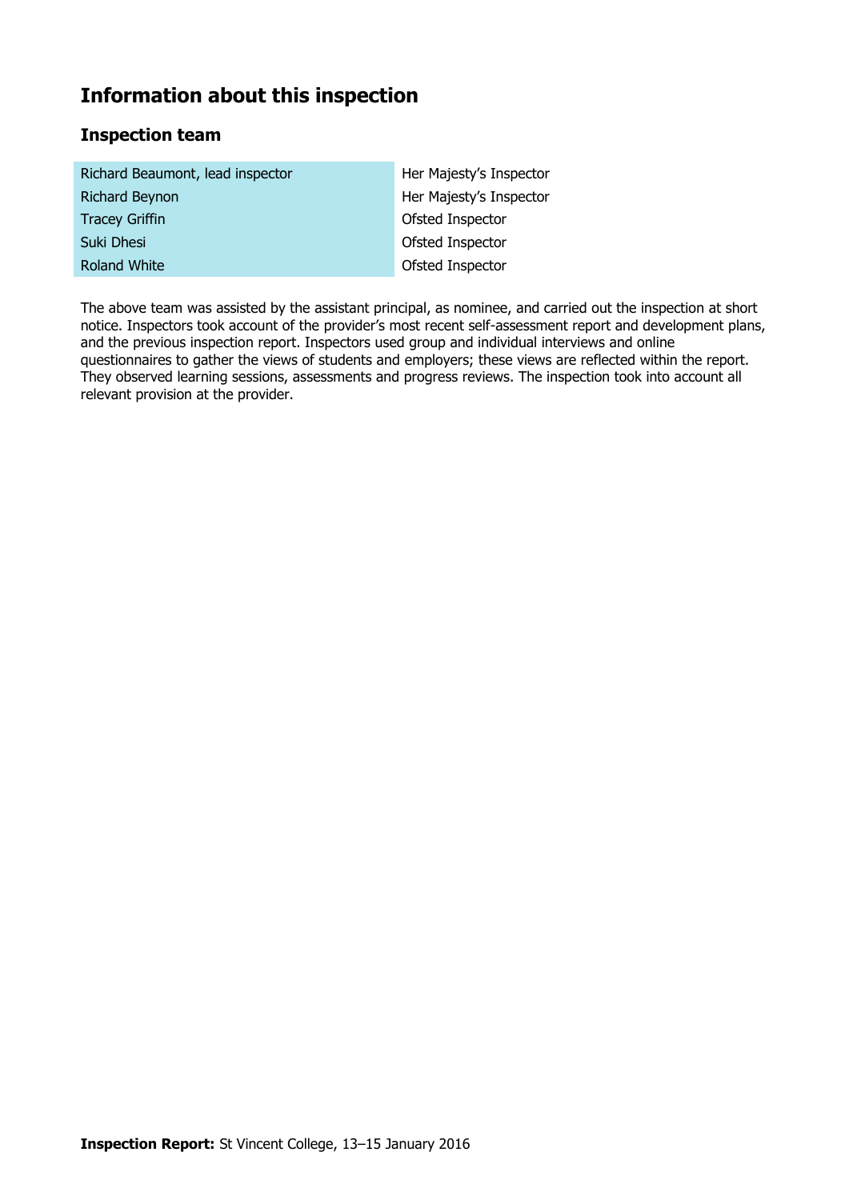## Information about this inspection

### Inspection team

| | |
|---|---|
| Richard Beaumont, lead inspector | Her Majesty's Inspector |
| Richard Beynon | Her Majesty's Inspector |
| Tracey Griffin | Ofsted Inspector |
| Suki Dhesi | Ofsted Inspector |
| Roland White | Ofsted Inspector |

The above team was assisted by the assistant principal, as nominee, and carried out the inspection at short notice. Inspectors took account of the provider's most recent self-assessment report and development plans, and the previous inspection report. Inspectors used group and individual interviews and online questionnaires to gather the views of students and employers; these views are reflected within the report. They observed learning sessions, assessments and progress reviews. The inspection took into account all relevant provision at the provider.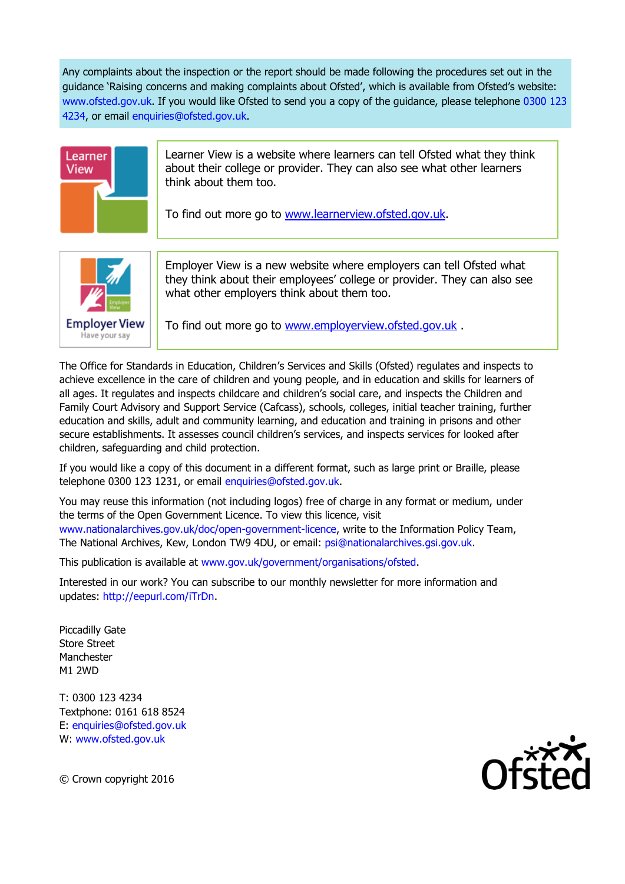Any complaints about the inspection or the report should be made following the procedures set out in the guidance 'Raising concerns and making complaints about Ofsted', which is available from Ofsted's website: www.ofsted.gov.uk. If you would like Ofsted to send you a copy of the guidance, please telephone 0300 123 4234, or email enquiries@ofsted.gov.uk.

Learner View is a website where learners can tell Ofsted what they think about their college or provider. They can also see what other learners think about them too.

To find out more go to www.learnerview.ofsted.gov.uk.

Employer View is a new website where employers can tell Ofsted what they think about their employees' college or provider. They can also see what other employers think about them too.

To find out more go to www.employerview.ofsted.gov.uk .

The Office for Standards in Education, Children's Services and Skills (Ofsted) regulates and inspects to achieve excellence in the care of children and young people, and in education and skills for learners of all ages. It regulates and inspects childcare and children's social care, and inspects the Children and Family Court Advisory and Support Service (Cafcass), schools, colleges, initial teacher training, further education and skills, adult and community learning, and education and training in prisons and other secure establishments. It assesses council children's services, and inspects services for looked after children, safeguarding and child protection.

If you would like a copy of this document in a different format, such as large print or Braille, please telephone 0300 123 1231, or email enquiries@ofsted.gov.uk.

You may reuse this information (not including logos) free of charge in any format or medium, under the terms of the Open Government Licence. To view this licence, visit www.nationalarchives.gov.uk/doc/open-government-licence, write to the Information Policy Team, The National Archives, Kew, London TW9 4DU, or email: psi@nationalarchives.gsi.gov.uk.

This publication is available at www.gov.uk/government/organisations/ofsted.

Interested in our work? You can subscribe to our monthly newsletter for more information and updates: http://eepurl.com/iTrDn.

Piccadilly Gate
Store Street
Manchester
M1 2WD

T: 0300 123 4234
Textphone: 0161 618 8524
E: enquiries@ofsted.gov.uk
W: www.ofsted.gov.uk

© Crown copyright 2016